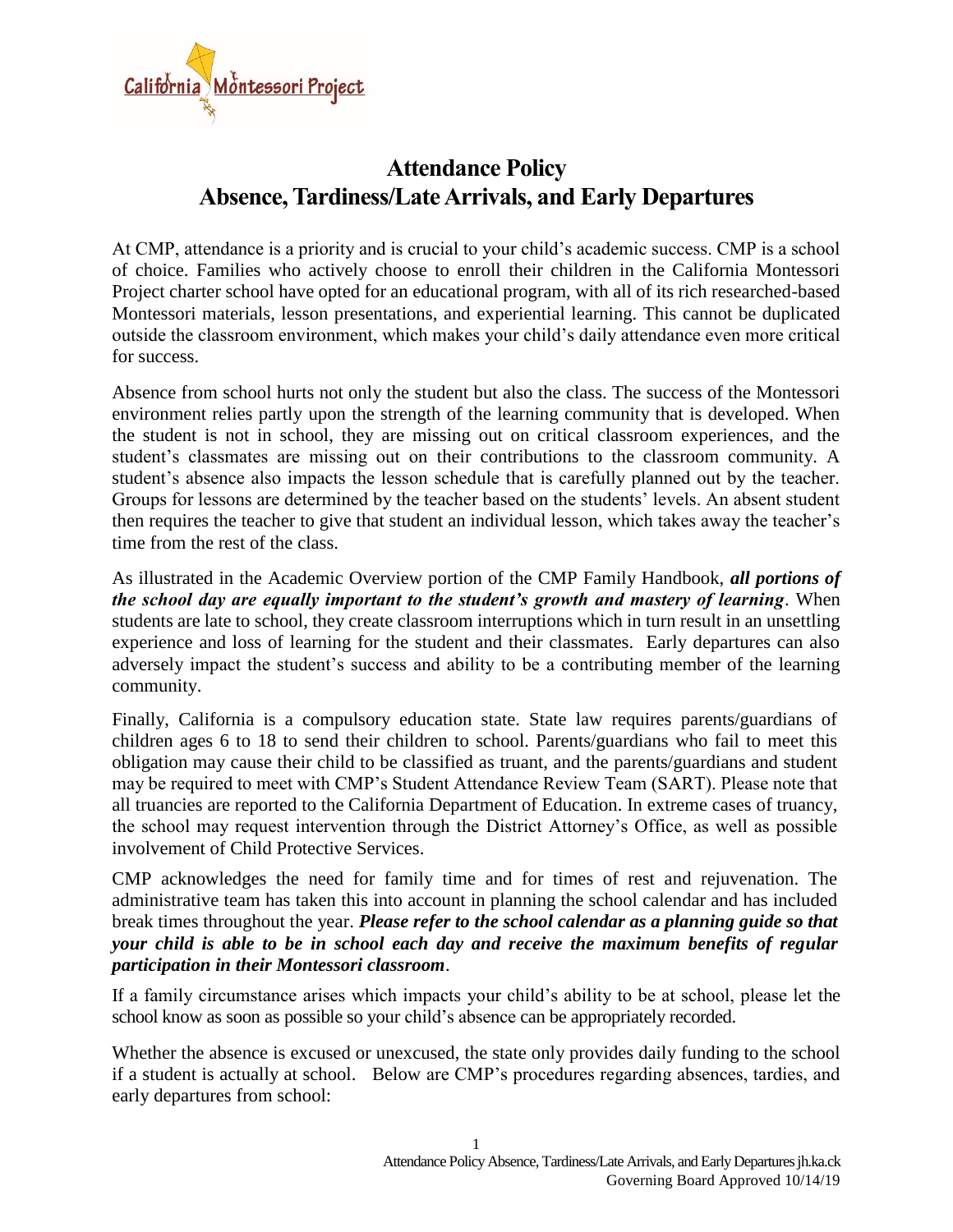# Attendance Policy
## Absence, Tardiness/Late Arrivals, and Early Departures

At CMP, attendance is a priority and is crucial to your child's academic success. CMP is a school of choice. Families who actively choose to enroll their children in the California Montessori Project charter school have opted for an educational program, with all of its rich researched-based Montessori materials, lesson presentations, and experiential learning. This cannot be duplicated outside the classroom environment, which makes your child's daily attendance even more critical for success.

Absence from school hurts not only the student but also the class. The success of the Montessori environment relies partly upon the strength of the learning community that is developed. When the student is not in school, they are missing out on critical classroom experiences, and the student's classmates are missing out on their contributions to the classroom community. A student's absence also impacts the lesson schedule that is carefully planned out by the teacher. Groups for lessons are determined by the teacher based on the students' levels. An absent student then requires the teacher to give that student an individual lesson, which takes away the teacher's time from the rest of the class.

As illustrated in the Academic Overview portion of the CMP Family Handbook, ***all portions of the school day are equally important to the student's growth and mastery of learning***. When students are late to school, they create classroom interruptions which in turn result in an unsettling experience and loss of learning for the student and their classmates. Early departures can also adversely impact the student's success and ability to be a contributing member of the learning community.

Finally, California is a compulsory education state. State law requires parents/guardians of children ages 6 to 18 to send their children to school. Parents/guardians who fail to meet this obligation may cause their child to be classified as truant, and the parents/guardians and student may be required to meet with CMP's Student Attendance Review Team (SART). Please note that all truancies are reported to the California Department of Education. In extreme cases of truancy, the school may request intervention through the District Attorney's Office, as well as possible involvement of Child Protective Services.

CMP acknowledges the need for family time and for times of rest and rejuvenation. The administrative team has taken this into account in planning the school calendar and has included break times throughout the year. ***Please refer to the school calendar as a planning guide so that your child is able to be in school each day and receive the maximum benefits of regular participation in their Montessori classroom***.

If a family circumstance arises which impacts your child's ability to be at school, please let the school know as soon as possible so your child's absence can be appropriately recorded.

Whether the absence is excused or unexcused, the state only provides daily funding to the school if a student is actually at school. Below are CMP's procedures regarding absences, tardies, and early departures from school: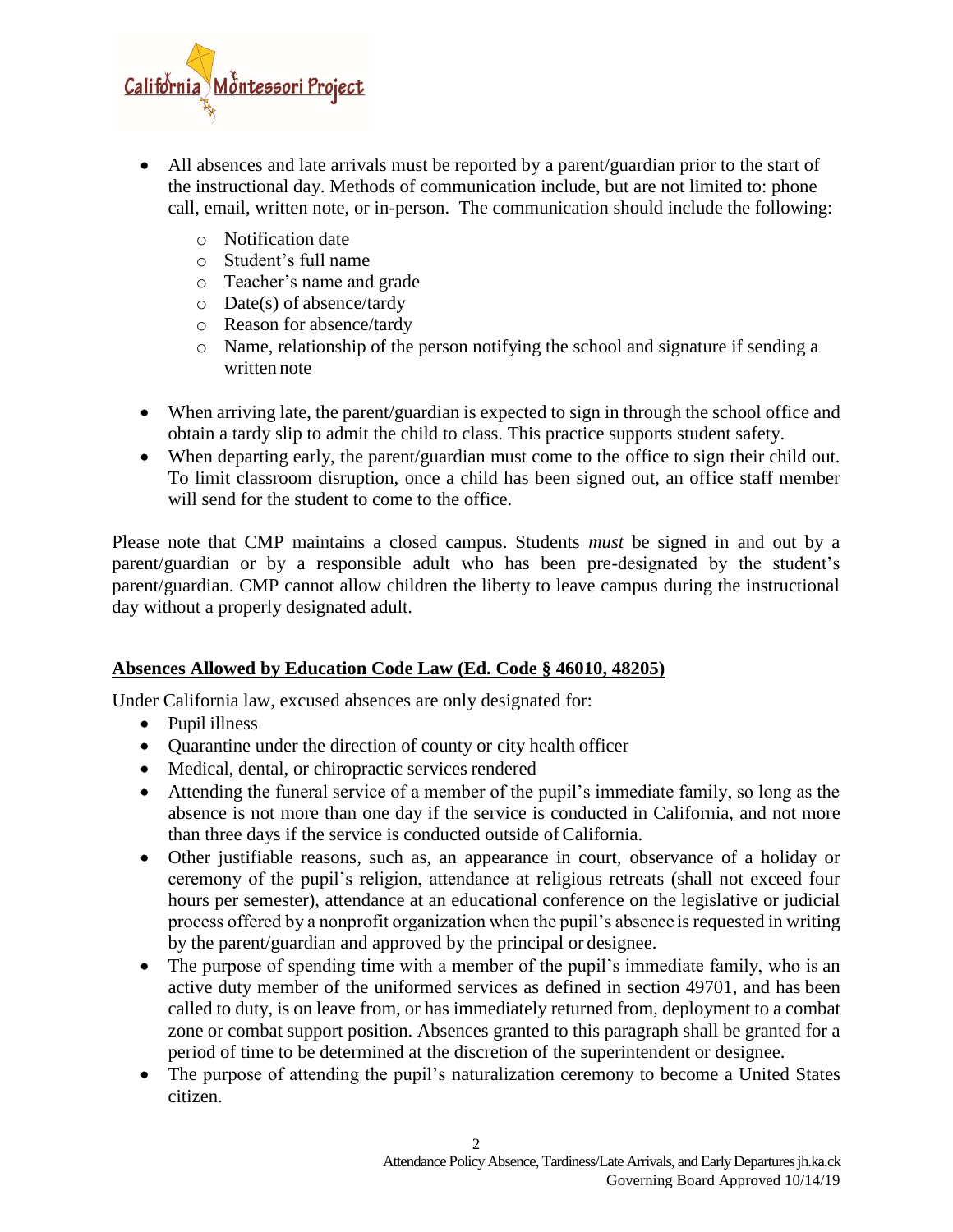- All absences and late arrivals must be reported by a parent/guardian prior to the start of the instructional day. Methods of communication include, but are not limited to: phone call, email, written note, or in-person. The communication should include the following:
  - Notification date
  - Student's full name
  - Teacher's name and grade
  - Date(s) of absence/tardy
  - Reason for absence/tardy
  - Name, relationship of the person notifying the school and signature if sending a written note
- When arriving late, the parent/guardian is expected to sign in through the school office and obtain a tardy slip to admit the child to class. This practice supports student safety.
- When departing early, the parent/guardian must come to the office to sign their child out. To limit classroom disruption, once a child has been signed out, an office staff member will send for the student to come to the office.

Please note that CMP maintains a closed campus. Students *must* be signed in and out by a parent/guardian or by a responsible adult who has been pre-designated by the student's parent/guardian. CMP cannot allow children the liberty to leave campus during the instructional day without a properly designated adult.

**<u>Absences Allowed by Education Code Law (Ed. Code § 46010, 48205)</u>**

Under California law, excused absences are only designated for:

- Pupil illness
- Quarantine under the direction of county or city health officer
- Medical, dental, or chiropractic services rendered
- Attending the funeral service of a member of the pupil's immediate family, so long as the absence is not more than one day if the service is conducted in California, and not more than three days if the service is conducted outside of California.
- Other justifiable reasons, such as, an appearance in court, observance of a holiday or ceremony of the pupil's religion, attendance at religious retreats (shall not exceed four hours per semester), attendance at an educational conference on the legislative or judicial process offered by a nonprofit organization when the pupil's absence is requested in writing by the parent/guardian and approved by the principal or designee.
- The purpose of spending time with a member of the pupil's immediate family, who is an active duty member of the uniformed services as defined in section 49701, and has been called to duty, is on leave from, or has immediately returned from, deployment to a combat zone or combat support position. Absences granted to this paragraph shall be granted for a period of time to be determined at the discretion of the superintendent or designee.
- The purpose of attending the pupil's naturalization ceremony to become a United States citizen.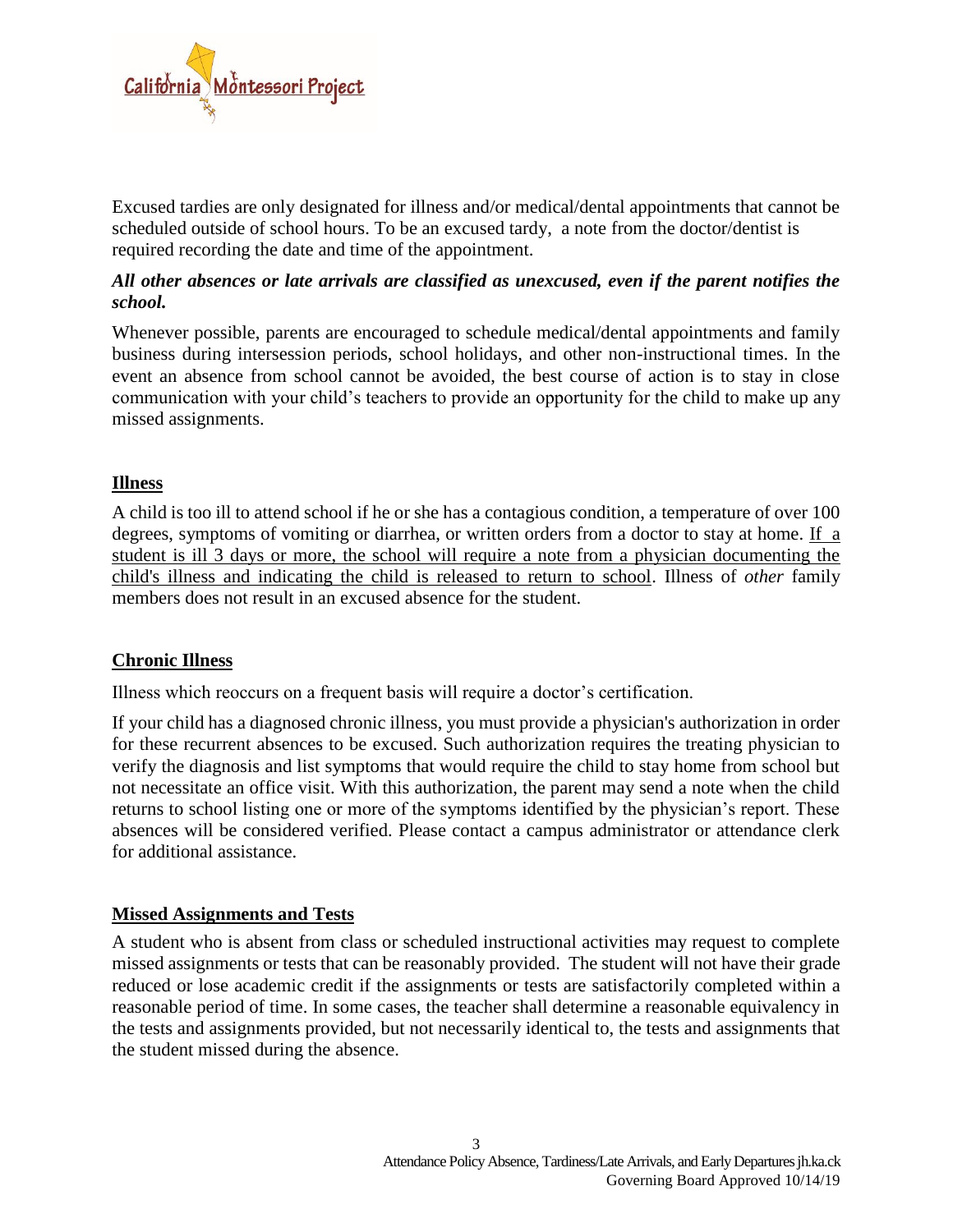Excused tardies are only designated for illness and/or medical/dental appointments that cannot be scheduled outside of school hours. To be an excused tardy, a note from the doctor/dentist is required recording the date and time of the appointment.

***All other absences or late arrivals are classified as unexcused, even if the parent notifies the school.***

Whenever possible, parents are encouraged to schedule medical/dental appointments and family business during intersession periods, school holidays, and other non-instructional times. In the event an absence from school cannot be avoided, the best course of action is to stay in close communication with your child's teachers to provide an opportunity for the child to make up any missed assignments.

## Illness

A child is too ill to attend school if he or she has a contagious condition, a temperature of over 100 degrees, symptoms of vomiting or diarrhea, or written orders from a doctor to stay at home. <u>If a student is ill 3 days or more, the school will require a note from a physician documenting the child's illness and indicating the child is released to return to school</u>. Illness of *other* family members does not result in an excused absence for the student.

## Chronic Illness

Illness which reoccurs on a frequent basis will require a doctor's certification.

If your child has a diagnosed chronic illness, you must provide a physician's authorization in order for these recurrent absences to be excused. Such authorization requires the treating physician to verify the diagnosis and list symptoms that would require the child to stay home from school but not necessitate an office visit. With this authorization, the parent may send a note when the child returns to school listing one or more of the symptoms identified by the physician's report. These absences will be considered verified. Please contact a campus administrator or attendance clerk for additional assistance.

## Missed Assignments and Tests

A student who is absent from class or scheduled instructional activities may request to complete missed assignments or tests that can be reasonably provided. The student will not have their grade reduced or lose academic credit if the assignments or tests are satisfactorily completed within a reasonable period of time. In some cases, the teacher shall determine a reasonable equivalency in the tests and assignments provided, but not necessarily identical to, the tests and assignments that the student missed during the absence.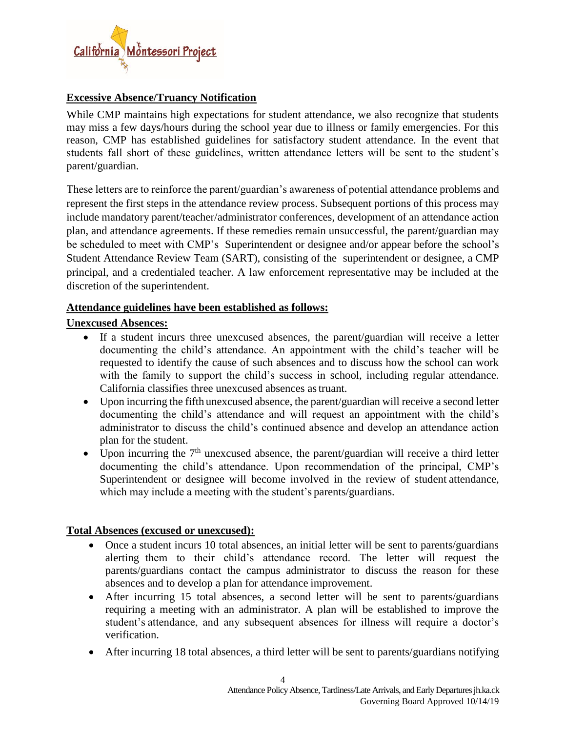## Excessive Absence/Truancy Notification

While CMP maintains high expectations for student attendance, we also recognize that students may miss a few days/hours during the school year due to illness or family emergencies. For this reason, CMP has established guidelines for satisfactory student attendance. In the event that students fall short of these guidelines, written attendance letters will be sent to the student's parent/guardian.

These letters are to reinforce the parent/guardian's awareness of potential attendance problems and represent the first steps in the attendance review process. Subsequent portions of this process may include mandatory parent/teacher/administrator conferences, development of an attendance action plan, and attendance agreements. If these remedies remain unsuccessful, the parent/guardian may be scheduled to meet with CMP's Superintendent or designee and/or appear before the school's Student Attendance Review Team (SART), consisting of the superintendent or designee, a CMP principal, and a credentialed teacher. A law enforcement representative may be included at the discretion of the superintendent.

### Attendance guidelines have been established as follows:

### Unexcused Absences:

- If a student incurs three unexcused absences, the parent/guardian will receive a letter documenting the child's attendance. An appointment with the child's teacher will be requested to identify the cause of such absences and to discuss how the school can work with the family to support the child's success in school, including regular attendance. California classifies three unexcused absences as truant.
- Upon incurring the fifth unexcused absence, the parent/guardian will receive a second letter documenting the child's attendance and will request an appointment with the child's administrator to discuss the child's continued absence and develop an attendance action plan for the student.
- Upon incurring the 7th unexcused absence, the parent/guardian will receive a third letter documenting the child's attendance. Upon recommendation of the principal, CMP's Superintendent or designee will become involved in the review of student attendance, which may include a meeting with the student's parents/guardians.

### Total Absences (excused or unexcused):

- Once a student incurs 10 total absences, an initial letter will be sent to parents/guardians alerting them to their child's attendance record. The letter will request the parents/guardians contact the campus administrator to discuss the reason for these absences and to develop a plan for attendance improvement.
- After incurring 15 total absences, a second letter will be sent to parents/guardians requiring a meeting with an administrator. A plan will be established to improve the student's attendance, and any subsequent absences for illness will require a doctor's verification.
- After incurring 18 total absences, a third letter will be sent to parents/guardians notifying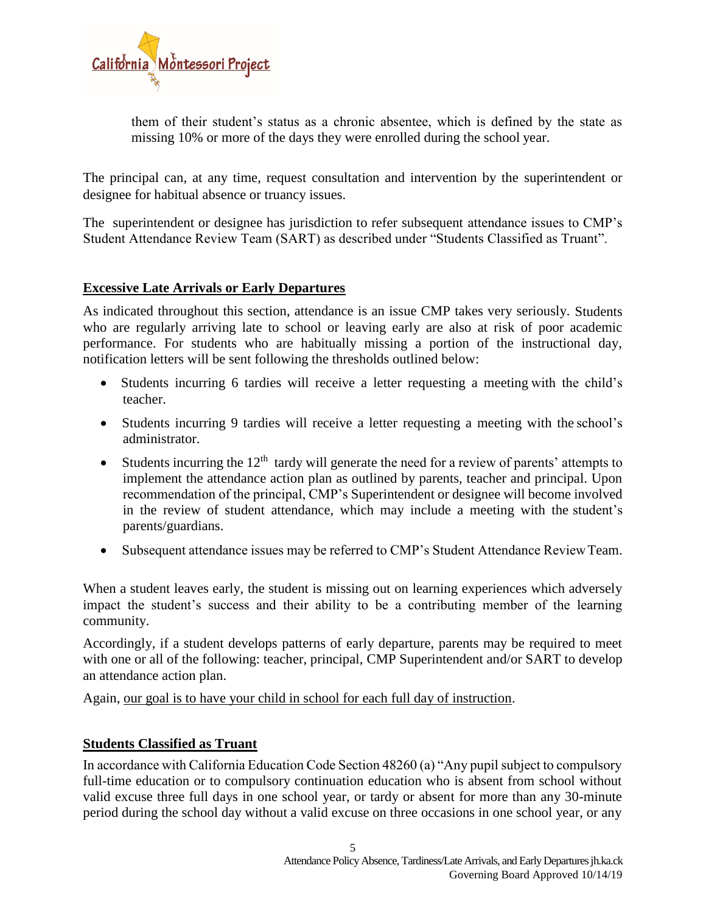them of their student's status as a chronic absentee, which is defined by the state as missing 10% or more of the days they were enrolled during the school year.

The principal can, at any time, request consultation and intervention by the superintendent or designee for habitual absence or truancy issues.

The superintendent or designee has jurisdiction to refer subsequent attendance issues to CMP's Student Attendance Review Team (SART) as described under "Students Classified as Truant".

## Excessive Late Arrivals or Early Departures

As indicated throughout this section, attendance is an issue CMP takes very seriously. Students who are regularly arriving late to school or leaving early are also at risk of poor academic performance. For students who are habitually missing a portion of the instructional day, notification letters will be sent following the thresholds outlined below:

- Students incurring 6 tardies will receive a letter requesting a meeting with the child's teacher.
- Students incurring 9 tardies will receive a letter requesting a meeting with the school's administrator.
- Students incurring the 12th tardy will generate the need for a review of parents' attempts to implement the attendance action plan as outlined by parents, teacher and principal. Upon recommendation of the principal, CMP's Superintendent or designee will become involved in the review of student attendance, which may include a meeting with the student's parents/guardians.
- Subsequent attendance issues may be referred to CMP's Student Attendance Review Team.

When a student leaves early, the student is missing out on learning experiences which adversely impact the student's success and their ability to be a contributing member of the learning community.

Accordingly, if a student develops patterns of early departure, parents may be required to meet with one or all of the following: teacher, principal, CMP Superintendent and/or SART to develop an attendance action plan.

Again, our goal is to have your child in school for each full day of instruction.

## Students Classified as Truant

In accordance with California Education Code Section 48260 (a) "Any pupil subject to compulsory full-time education or to compulsory continuation education who is absent from school without valid excuse three full days in one school year, or tardy or absent for more than any 30-minute period during the school day without a valid excuse on three occasions in one school year, or any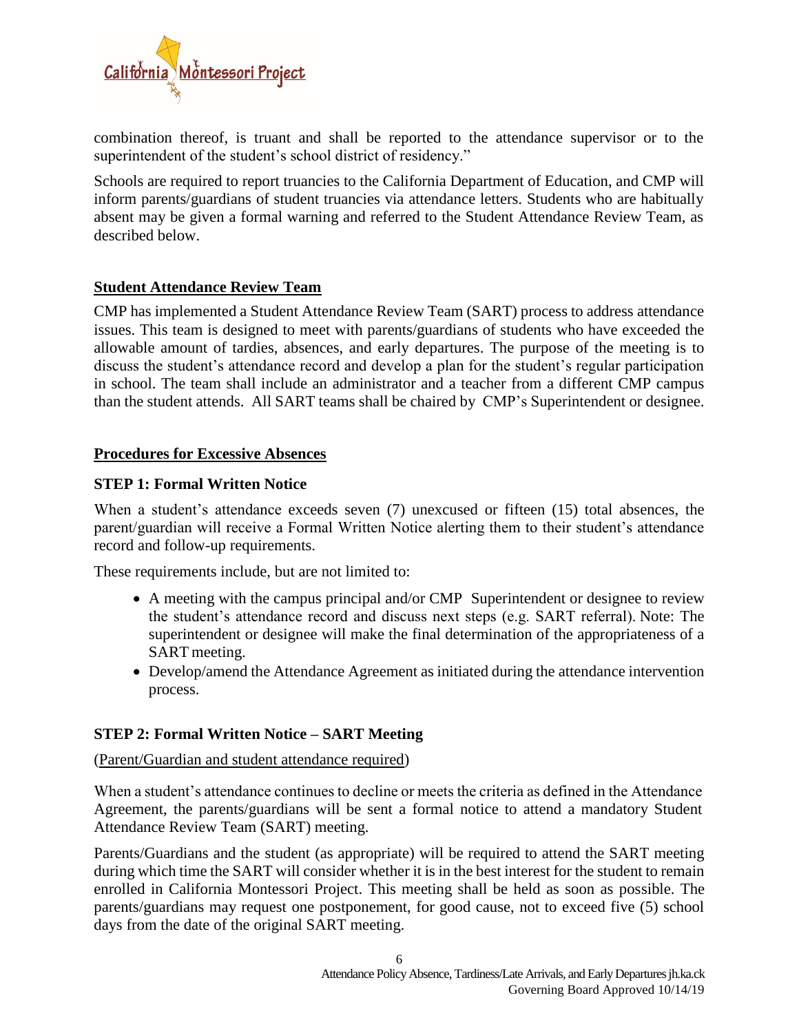combination thereof, is truant and shall be reported to the attendance supervisor or to the superintendent of the student's school district of residency."

Schools are required to report truancies to the California Department of Education, and CMP will inform parents/guardians of student truancies via attendance letters. Students who are habitually absent may be given a formal warning and referred to the Student Attendance Review Team, as described below.

## Student Attendance Review Team

CMP has implemented a Student Attendance Review Team (SART) process to address attendance issues. This team is designed to meet with parents/guardians of students who have exceeded the allowable amount of tardies, absences, and early departures. The purpose of the meeting is to discuss the student's attendance record and develop a plan for the student's regular participation in school. The team shall include an administrator and a teacher from a different CMP campus than the student attends. All SART teams shall be chaired by CMP's Superintendent or designee.

## Procedures for Excessive Absences

### STEP 1: Formal Written Notice

When a student's attendance exceeds seven (7) unexcused or fifteen (15) total absences, the parent/guardian will receive a Formal Written Notice alerting them to their student's attendance record and follow-up requirements.

These requirements include, but are not limited to:

- A meeting with the campus principal and/or CMP Superintendent or designee to review the student's attendance record and discuss next steps (e.g. SART referral). Note: The superintendent or designee will make the final determination of the appropriateness of a SART meeting.
- Develop/amend the Attendance Agreement as initiated during the attendance intervention process.

### STEP 2: Formal Written Notice – SART Meeting

(Parent/Guardian and student attendance required)

When a student's attendance continues to decline or meets the criteria as defined in the Attendance Agreement, the parents/guardians will be sent a formal notice to attend a mandatory Student Attendance Review Team (SART) meeting.

Parents/Guardians and the student (as appropriate) will be required to attend the SART meeting during which time the SART will consider whether it is in the best interest for the student to remain enrolled in California Montessori Project. This meeting shall be held as soon as possible. The parents/guardians may request one postponement, for good cause, not to exceed five (5) school days from the date of the original SART meeting.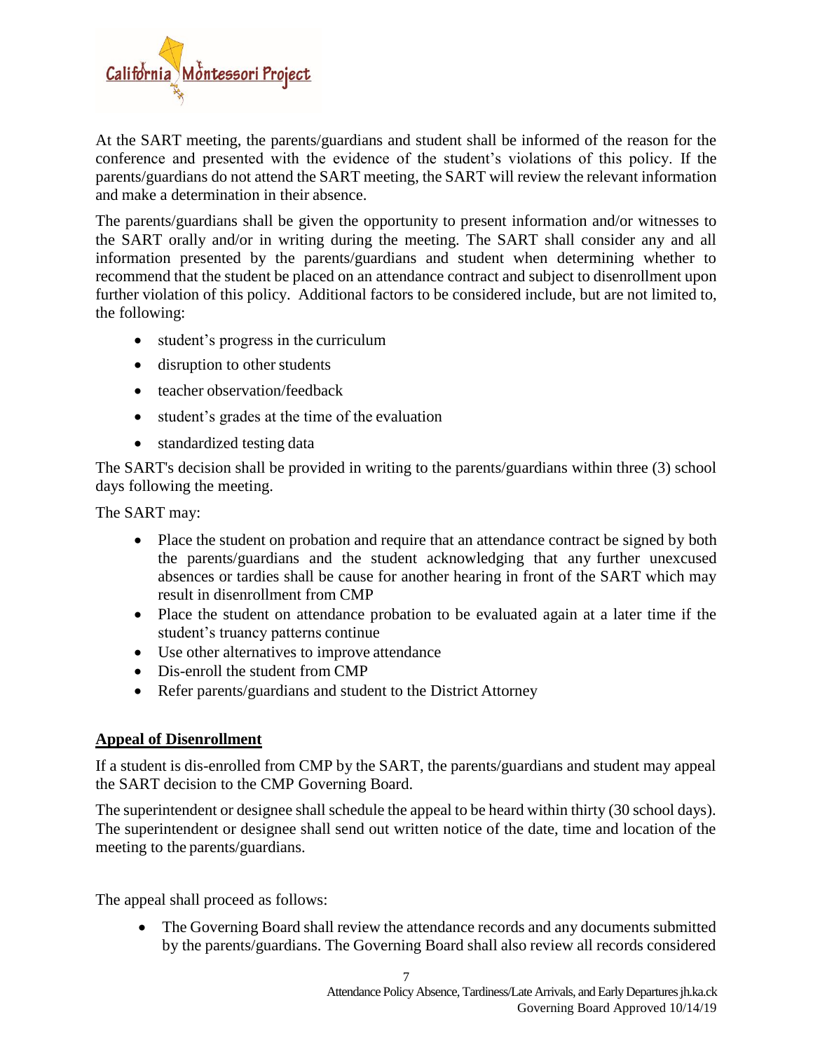At the SART meeting, the parents/guardians and student shall be informed of the reason for the conference and presented with the evidence of the student's violations of this policy. If the parents/guardians do not attend the SART meeting, the SART will review the relevant information and make a determination in their absence.

The parents/guardians shall be given the opportunity to present information and/or witnesses to the SART orally and/or in writing during the meeting. The SART shall consider any and all information presented by the parents/guardians and student when determining whether to recommend that the student be placed on an attendance contract and subject to disenrollment upon further violation of this policy. Additional factors to be considered include, but are not limited to, the following:

- student's progress in the curriculum
- disruption to other students
- teacher observation/feedback
- student's grades at the time of the evaluation
- standardized testing data

The SART's decision shall be provided in writing to the parents/guardians within three (3) school days following the meeting.

The SART may:

- Place the student on probation and require that an attendance contract be signed by both the parents/guardians and the student acknowledging that any further unexcused absences or tardies shall be cause for another hearing in front of the SART which may result in disenrollment from CMP
- Place the student on attendance probation to be evaluated again at a later time if the student's truancy patterns continue
- Use other alternatives to improve attendance
- Dis-enroll the student from CMP
- Refer parents/guardians and student to the District Attorney

**Appeal of Disenrollment**

If a student is dis-enrolled from CMP by the SART, the parents/guardians and student may appeal the SART decision to the CMP Governing Board.

The superintendent or designee shall schedule the appeal to be heard within thirty (30 school days). The superintendent or designee shall send out written notice of the date, time and location of the meeting to the parents/guardians.

The appeal shall proceed as follows:

- The Governing Board shall review the attendance records and any documents submitted by the parents/guardians. The Governing Board shall also review all records considered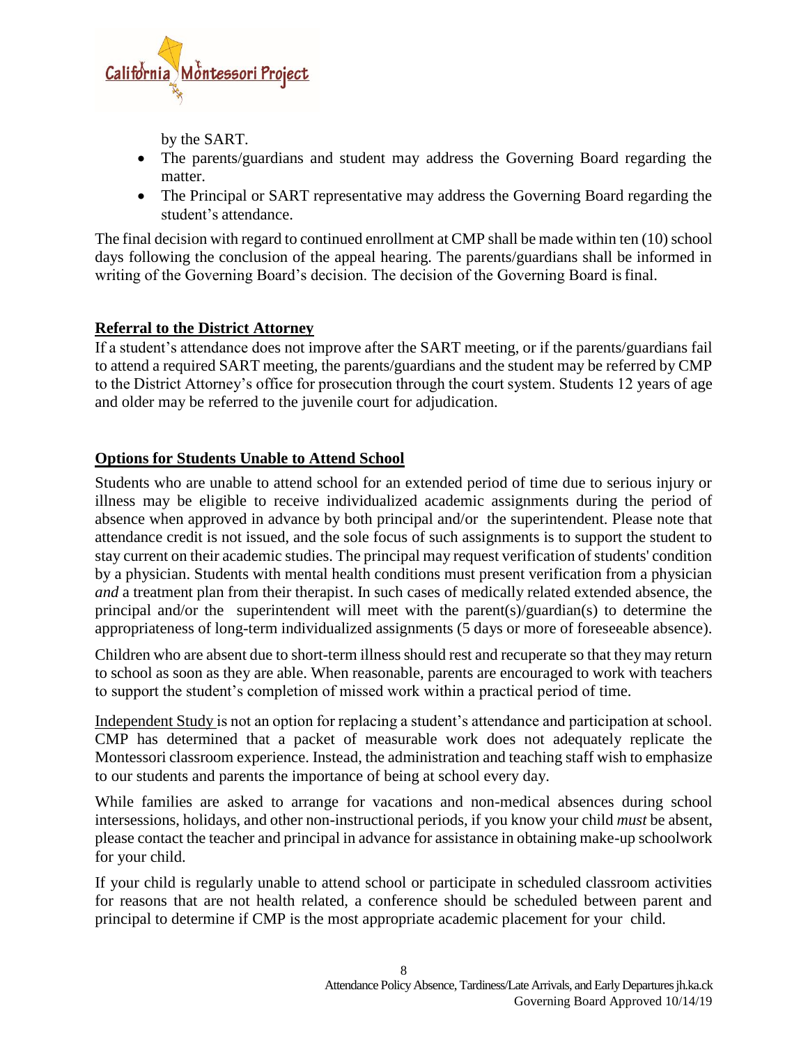by the SART.

- The parents/guardians and student may address the Governing Board regarding the matter.
- The Principal or SART representative may address the Governing Board regarding the student's attendance.

The final decision with regard to continued enrollment at CMP shall be made within ten (10) school days following the conclusion of the appeal hearing. The parents/guardians shall be informed in writing of the Governing Board's decision. The decision of the Governing Board is final.

## Referral to the District Attorney

If a student's attendance does not improve after the SART meeting, or if the parents/guardians fail to attend a required SART meeting, the parents/guardians and the student may be referred by CMP to the District Attorney's office for prosecution through the court system. Students 12 years of age and older may be referred to the juvenile court for adjudication.

## Options for Students Unable to Attend School

Students who are unable to attend school for an extended period of time due to serious injury or illness may be eligible to receive individualized academic assignments during the period of absence when approved in advance by both principal and/or the superintendent. Please note that attendance credit is not issued, and the sole focus of such assignments is to support the student to stay current on their academic studies. The principal may request verification of students' condition by a physician. Students with mental health conditions must present verification from a physician *and* a treatment plan from their therapist. In such cases of medically related extended absence, the principal and/or the superintendent will meet with the parent(s)/guardian(s) to determine the appropriateness of long-term individualized assignments (5 days or more of foreseeable absence).

Children who are absent due to short-term illness should rest and recuperate so that they may return to school as soon as they are able. When reasonable, parents are encouraged to work with teachers to support the student's completion of missed work within a practical period of time.

Independent Study is not an option for replacing a student's attendance and participation at school. CMP has determined that a packet of measurable work does not adequately replicate the Montessori classroom experience. Instead, the administration and teaching staff wish to emphasize to our students and parents the importance of being at school every day.

While families are asked to arrange for vacations and non-medical absences during school intersessions, holidays, and other non-instructional periods, if you know your child *must* be absent, please contact the teacher and principal in advance for assistance in obtaining make-up schoolwork for your child.

If your child is regularly unable to attend school or participate in scheduled classroom activities for reasons that are not health related, a conference should be scheduled between parent and principal to determine if CMP is the most appropriate academic placement for your child.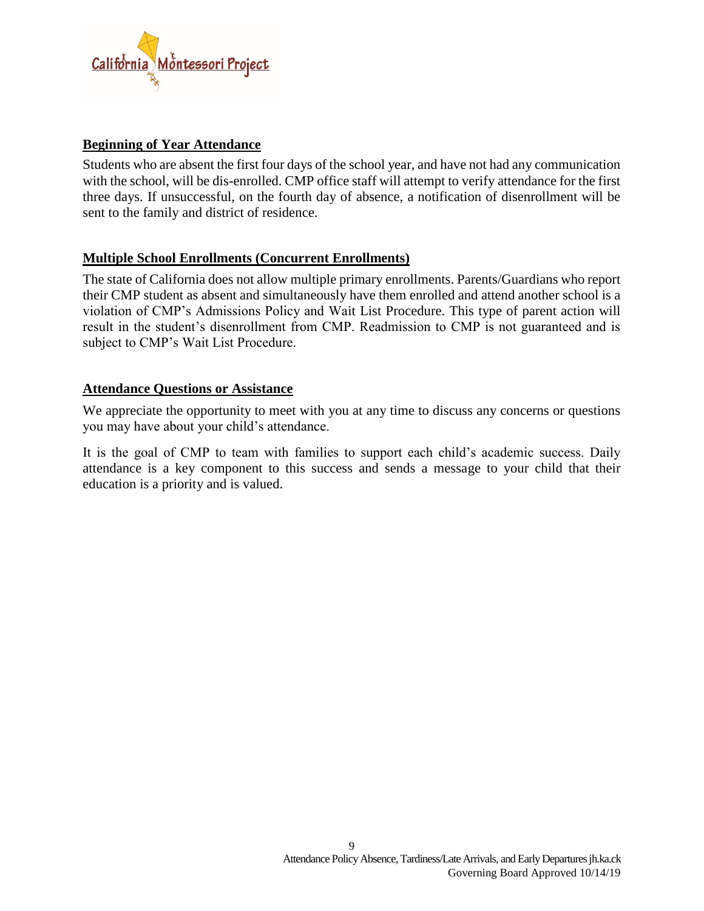## Beginning of Year Attendance

Students who are absent the first four days of the school year, and have not had any communication with the school, will be dis-enrolled. CMP office staff will attempt to verify attendance for the first three days. If unsuccessful, on the fourth day of absence, a notification of disenrollment will be sent to the family and district of residence.

## Multiple School Enrollments (Concurrent Enrollments)

The state of California does not allow multiple primary enrollments. Parents/Guardians who report their CMP student as absent and simultaneously have them enrolled and attend another school is a violation of CMP's Admissions Policy and Wait List Procedure. This type of parent action will result in the student's disenrollment from CMP. Readmission to CMP is not guaranteed and is subject to CMP's Wait List Procedure.

## Attendance Questions or Assistance

We appreciate the opportunity to meet with you at any time to discuss any concerns or questions you may have about your child's attendance.

It is the goal of CMP to team with families to support each child's academic success. Daily attendance is a key component to this success and sends a message to your child that their education is a priority and is valued.